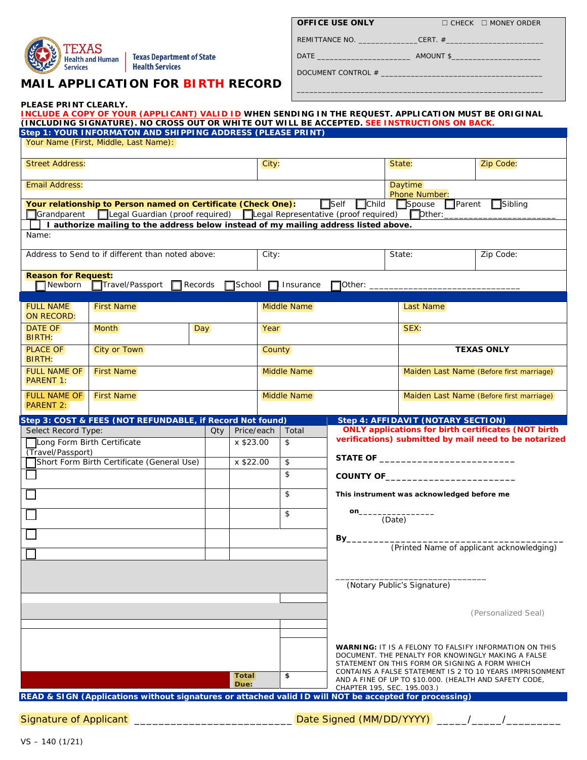**OFFICE USE ONLY** ☐ CHECK ☐ MONEY ORDER

REMITTANCE NO. ______________ CERT. #______________________

DATE _____________________ AMOUNT $____________________

DOCUMENT CONTROL # ______________________________________

______________________________________________________________

TEXAS Health and Human Services | Texas Department of State Health Services

# MAIL APPLICATION FOR BIRTH RECORD

**PLEASE PRINT CLEARLY.**
**INCLUDE A COPY OF YOUR (APPLICANT) VALID ID WHEN SENDING IN THE REQUEST. APPLICATION MUST BE ORIGINAL (INCLUDING SIGNATURE). NO CROSS OUT OR WHITE OUT WILL BE ACCEPTED. SEE INSTRUCTIONS ON BACK.**

**Step 1: YOUR INFORMATON AND SHIPPING ADDRESS (PLEASE PRINT)**

| Your Name (First, Middle, Last Name): | | | |
|---|---|---|---|
| Street Address: | City: | State: | Zip Code: |
| Email Address: | | Daytime Phone Number: | |

**Your relationship to Person named on Certificate (Check One):** ☐ Self ☐ Child ☐ Spouse ☐ Parent ☐ Sibling ☐ Grandparent ☐ Legal Guardian (proof required) ☐ Legal Representative (proof required) ☐ Other:____________________

☐ **I authorize mailing to the address below instead of my mailing address listed above.**

| Name: | | | |
|---|---|---|---|
| Address to Send to if different than noted above: | City: | State: | Zip Code: |

**Reason for Request:**
☐ Newborn ☐ Travel/Passport ☐ Records ☐ School ☐ Insurance ☐ Other: ______________________________

| | | | | |
|---|---|---|---|---|
| FULL NAME ON RECORD: | First Name | | Middle Name | Last Name |
| DATE OF BIRTH: | Month | Day | Year | SEX: |
| PLACE OF BIRTH: | City or Town | | County | TEXAS ONLY |
| FULL NAME OF PARENT 1: | First Name | | Middle Name | Maiden Last Name (Before first marriage) |
| FULL NAME OF PARENT 2: | First Name | | Middle Name | Maiden Last Name (Before first marriage) |

**Step 3: COST & FEES (NOT REFUNDABLE, if Record Not found)**

| Select Record Type: | Qty | Price/each | Total |
|---|---|---|---|
| ☐ Long Form Birth Certificate (Travel/Passport) | | x $23.00 | $ |
| ☐ Short Form Birth Certificate (General Use) | | x $22.00 | $ |
| ☐ | | | $ |
| ☐ | | | $ |
| ☐ | | | $ |
| ☐ | | | |
| ☐ | | | |
| | | **Total Due:** | $ |

**Step 4: AFFIDAVIT (NOTARY SECTION)**

**ONLY applications for birth certificates (NOT birth verifications) submitted by mail need to be notarized**

**STATE OF** _________________________

**COUNTY OF**_________________________

**This instrument was acknowledged before me**

**on**_______________
(Date)

**By**________________________________________
(Printed Name of applicant acknowledging)

_______________________________
(Notary Public's Signature)

(Personalized Seal)

**WARNING:** IT IS A FELONY TO FALSIFY INFORMATION ON THIS DOCUMENT. THE PENALTY FOR KNOWINGLY MAKING A FALSE STATEMENT ON THIS FORM OR SIGNING A FORM WHICH CONTAINS A FALSE STATEMENT IS 2 TO 10 YEARS IMPRISONMENT AND A FINE OF UP TO $10.000. (HEALTH AND SAFETY CODE, CHAPTER 195, SEC. 195.003.)

**READ & SIGN (Applications without signatures or attached valid ID will NOT be accepted for processing)**

Signature of Applicant _________________________ Date Signed (MM/DD/YYYY) _____/_____/________

VS – 140 (1/21)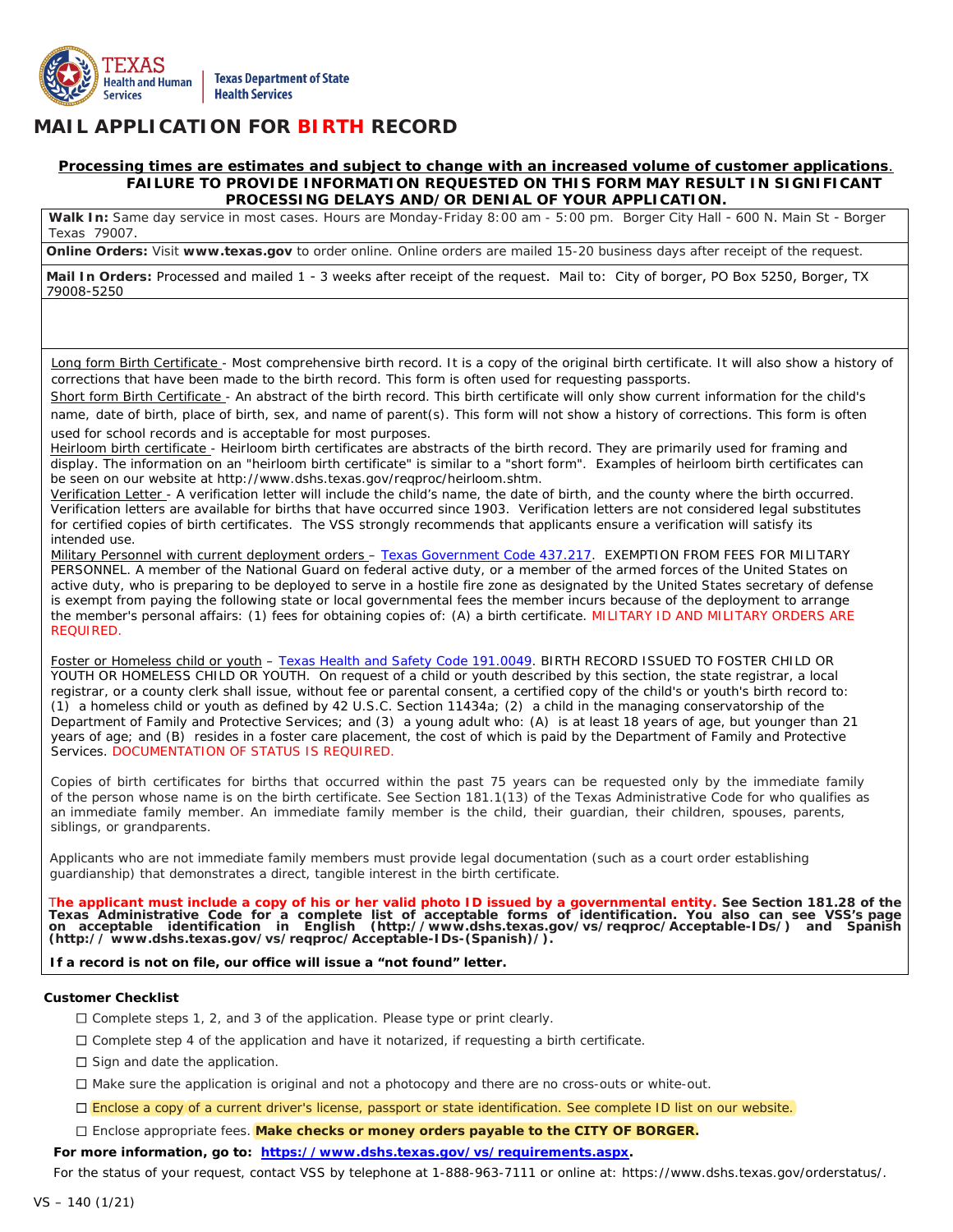Texas Health and Human Services | Texas Department of State Health Services

# MAIL APPLICATION FOR BIRTH RECORD

**Processing times are estimates and subject to change with an increased volume of customer applications.**
**FAILURE TO PROVIDE INFORMATION REQUESTED ON THIS FORM MAY RESULT IN SIGNIFICANT PROCESSING DELAYS AND/OR DENIAL OF YOUR APPLICATION.**

**Walk In:** Same day service in most cases. Hours are Monday-Friday 8:00 am - 5:00 pm. Borger City Hall - 600 N. Main St - Borger Texas 79007.

**Online Orders:** Visit **www.texas.gov** to order online. Online orders are mailed 15-20 business days after receipt of the request.

**Mail In Orders:** Processed and mailed 1 - 3 weeks after receipt of the request. Mail to: City of borger, PO Box 5250, Borger, TX 79008-5250

Long form Birth Certificate - Most comprehensive birth record. It is a copy of the original birth certificate. It will also show a history of corrections that have been made to the birth record. This form is often used for requesting passports.

Short form Birth Certificate - An abstract of the birth record. This birth certificate will only show current information for the child's name, date of birth, place of birth, sex, and name of parent(s). This form will not show a history of corrections. This form is often used for school records and is acceptable for most purposes.

Heirloom birth certificate - Heirloom birth certificates are abstracts of the birth record. They are primarily used for framing and display. The information on an "heirloom birth certificate" is similar to a "short form". Examples of heirloom birth certificates can be seen on our website at http://www.dshs.texas.gov/reqproc/heirloom.shtm.

Verification Letter - A verification letter will include the child's name, the date of birth, and the county where the birth occurred. Verification letters are available for births that have occurred since 1903. Verification letters are not considered legal substitutes for certified copies of birth certificates. The VSS strongly recommends that applicants ensure a verification will satisfy its intended use.

Military Personnel with current deployment orders – Texas Government Code 437.217. EXEMPTION FROM FEES FOR MILITARY PERSONNEL. A member of the National Guard on federal active duty, or a member of the armed forces of the United States on active duty, who is preparing to be deployed to serve in a hostile fire zone as designated by the United States secretary of defense is exempt from paying the following state or local governmental fees the member incurs because of the deployment to arrange the member's personal affairs: (1) fees for obtaining copies of: (A) a birth certificate. MILITARY ID AND MILITARY ORDERS ARE REQUIRED.

Foster or Homeless child or youth – Texas Health and Safety Code 191.0049. BIRTH RECORD ISSUED TO FOSTER CHILD OR YOUTH OR HOMELESS CHILD OR YOUTH. On request of a child or youth described by this section, the state registrar, a local registrar, or a county clerk shall issue, without fee or parental consent, a certified copy of the child's or youth's birth record to: (1) a homeless child or youth as defined by 42 U.S.C. Section 11434a; (2) a child in the managing conservatorship of the Department of Family and Protective Services; and (3) a young adult who: (A) is at least 18 years of age, but younger than 21 years of age; and (B) resides in a foster care placement, the cost of which is paid by the Department of Family and Protective Services. DOCUMENTATION OF STATUS IS REQUIRED.

Copies of birth certificates for births that occurred within the past 75 years can be requested only by the immediate family of the person whose name is on the birth certificate. See Section 181.1(13) of the Texas Administrative Code for who qualifies as an immediate family member. An immediate family member is the child, their guardian, their children, spouses, parents, siblings, or grandparents.

Applicants who are not immediate family members must provide legal documentation (such as a court order establishing guardianship) that demonstrates a direct, tangible interest in the birth certificate.

**The applicant must include a copy of his or her valid photo ID issued by a governmental entity. See Section 181.28 of the Texas Administrative Code for a complete list of acceptable forms of identification. You also can see VSS's page on acceptable identification in English (http://www.dshs.texas.gov/vs/reqproc/Acceptable-IDs/) and Spanish (http:// www.dshs.texas.gov/vs/reqproc/Acceptable-IDs-(Spanish)/).**

**If a record is not on file, our office will issue a "not found" letter.**

**Customer Checklist**

- ☐ Complete steps 1, 2, and 3 of the application. Please type or print clearly.
- ☐ Complete step 4 of the application and have it notarized, if requesting a birth certificate.
- ☐ Sign and date the application.
- ☐ Make sure the application is original and not a photocopy and there are no cross-outs or white-out.
- ☐ Enclose a copy of a current driver's license, passport or state identification. See complete ID list on our website.
- ☐ Enclose appropriate fees. **Make checks or money orders payable to the CITY OF BORGER.**

**For more information, go to: https://www.dshs.texas.gov/vs/requirements.aspx.**

For the status of your request, contact VSS by telephone at 1-888-963-7111 or online at: https://www.dshs.texas.gov/orderstatus/.

VS – 140 (1/21)